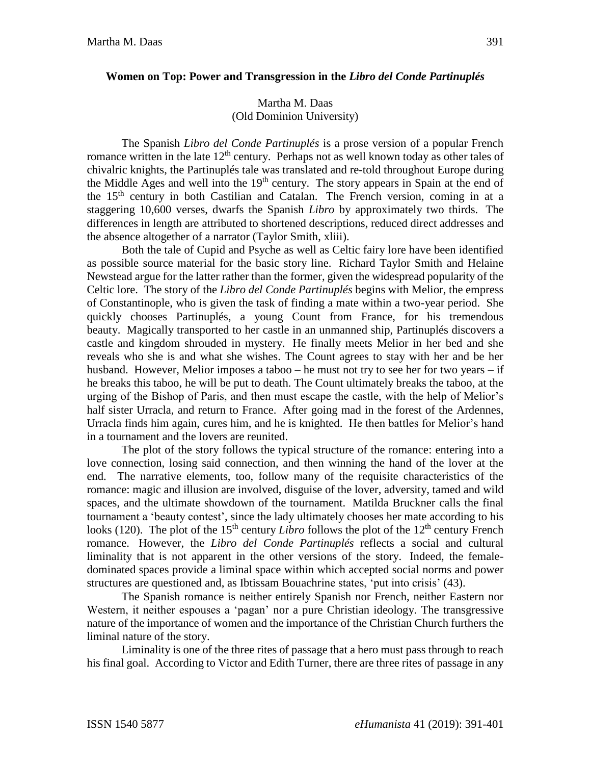**Women on Top: Power and Transgression in the *Libro del Conde Partinuplés***

Martha M. Daas
(Old Dominion University)

The Spanish *Libro del Conde Partinuplés* is a prose version of a popular French romance written in the late 12th century. Perhaps not as well known today as other tales of chivalric knights, the Partinuplés tale was translated and re-told throughout Europe during the Middle Ages and well into the 19th century. The story appears in Spain at the end of the 15th century in both Castilian and Catalan. The French version, coming in at a staggering 10,600 verses, dwarfs the Spanish *Libro* by approximately two thirds. The differences in length are attributed to shortened descriptions, reduced direct addresses and the absence altogether of a narrator (Taylor Smith, xliii).

Both the tale of Cupid and Psyche as well as Celtic fairy lore have been identified as possible source material for the basic story line. Richard Taylor Smith and Helaine Newstead argue for the latter rather than the former, given the widespread popularity of the Celtic lore. The story of the *Libro del Conde Partinuplés* begins with Melior, the empress of Constantinople, who is given the task of finding a mate within a two-year period. She quickly chooses Partinuplés, a young Count from France, for his tremendous beauty. Magically transported to her castle in an unmanned ship, Partinuplés discovers a castle and kingdom shrouded in mystery. He finally meets Melior in her bed and she reveals who she is and what she wishes. The Count agrees to stay with her and be her husband. However, Melior imposes a taboo – he must not try to see her for two years – if he breaks this taboo, he will be put to death. The Count ultimately breaks the taboo, at the urging of the Bishop of Paris, and then must escape the castle, with the help of Melior's half sister Urracla, and return to France. After going mad in the forest of the Ardennes, Urracla finds him again, cures him, and he is knighted. He then battles for Melior's hand in a tournament and the lovers are reunited.

The plot of the story follows the typical structure of the romance: entering into a love connection, losing said connection, and then winning the hand of the lover at the end. The narrative elements, too, follow many of the requisite characteristics of the romance: magic and illusion are involved, disguise of the lover, adversity, tamed and wild spaces, and the ultimate showdown of the tournament. Matilda Bruckner calls the final tournament a 'beauty contest', since the lady ultimately chooses her mate according to his looks (120). The plot of the 15th century *Libro* follows the plot of the 12th century French romance. However, the *Libro del Conde Partinuplés* reflects a social and cultural liminality that is not apparent in the other versions of the story. Indeed, the female-dominated spaces provide a liminal space within which accepted social norms and power structures are questioned and, as Ibtissam Bouachrine states, 'put into crisis' (43).

The Spanish romance is neither entirely Spanish nor French, neither Eastern nor Western, it neither espouses a 'pagan' nor a pure Christian ideology. The transgressive nature of the importance of women and the importance of the Christian Church furthers the liminal nature of the story.

Liminality is one of the three rites of passage that a hero must pass through to reach his final goal. According to Victor and Edith Turner, there are three rites of passage in any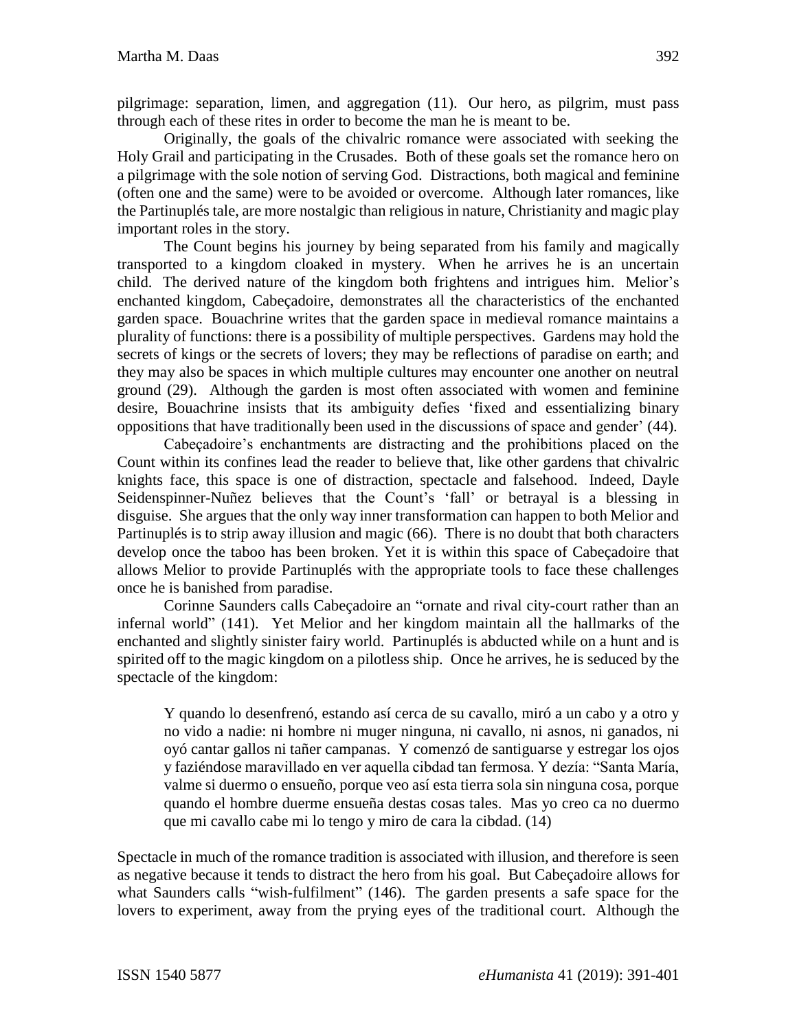pilgrimage: separation, limen, and aggregation (11). Our hero, as pilgrim, must pass through each of these rites in order to become the man he is meant to be.

Originally, the goals of the chivalric romance were associated with seeking the Holy Grail and participating in the Crusades. Both of these goals set the romance hero on a pilgrimage with the sole notion of serving God. Distractions, both magical and feminine (often one and the same) were to be avoided or overcome. Although later romances, like the Partinuplés tale, are more nostalgic than religious in nature, Christianity and magic play important roles in the story.

The Count begins his journey by being separated from his family and magically transported to a kingdom cloaked in mystery. When he arrives he is an uncertain child. The derived nature of the kingdom both frightens and intrigues him. Melior's enchanted kingdom, Cabeçadoire, demonstrates all the characteristics of the enchanted garden space. Bouachrine writes that the garden space in medieval romance maintains a plurality of functions: there is a possibility of multiple perspectives. Gardens may hold the secrets of kings or the secrets of lovers; they may be reflections of paradise on earth; and they may also be spaces in which multiple cultures may encounter one another on neutral ground (29). Although the garden is most often associated with women and feminine desire, Bouachrine insists that its ambiguity defies 'fixed and essentializing binary oppositions that have traditionally been used in the discussions of space and gender' (44).

Cabeçadoire's enchantments are distracting and the prohibitions placed on the Count within its confines lead the reader to believe that, like other gardens that chivalric knights face, this space is one of distraction, spectacle and falsehood. Indeed, Dayle Seidenspinner-Nuñez believes that the Count's 'fall' or betrayal is a blessing in disguise. She argues that the only way inner transformation can happen to both Melior and Partinuplés is to strip away illusion and magic (66). There is no doubt that both characters develop once the taboo has been broken. Yet it is within this space of Cabeçadoire that allows Melior to provide Partinuplés with the appropriate tools to face these challenges once he is banished from paradise.

Corinne Saunders calls Cabeçadoire an "ornate and rival city-court rather than an infernal world" (141). Yet Melior and her kingdom maintain all the hallmarks of the enchanted and slightly sinister fairy world. Partinuplés is abducted while on a hunt and is spirited off to the magic kingdom on a pilotless ship. Once he arrives, he is seduced by the spectacle of the kingdom:

> Y quando lo desenfrenó, estando así cerca de su cavallo, miró a un cabo y a otro y no vido a nadie: ni hombre ni muger ninguna, ni cavallo, ni asnos, ni ganados, ni oyó cantar gallos ni tañer campanas. Y comenzó de santiguarse y estregar los ojos y faziéndose maravillado en ver aquella cibdad tan fermosa. Y dezía: "Santa María, valme si duermo o ensueño, porque veo así esta tierra sola sin ninguna cosa, porque quando el hombre duerme ensueña destas cosas tales. Mas yo creo ca no duermo que mi cavallo cabe mi lo tengo y miro de cara la cibdad. (14)

Spectacle in much of the romance tradition is associated with illusion, and therefore is seen as negative because it tends to distract the hero from his goal. But Cabeçadoire allows for what Saunders calls "wish-fulfilment" (146). The garden presents a safe space for the lovers to experiment, away from the prying eyes of the traditional court. Although the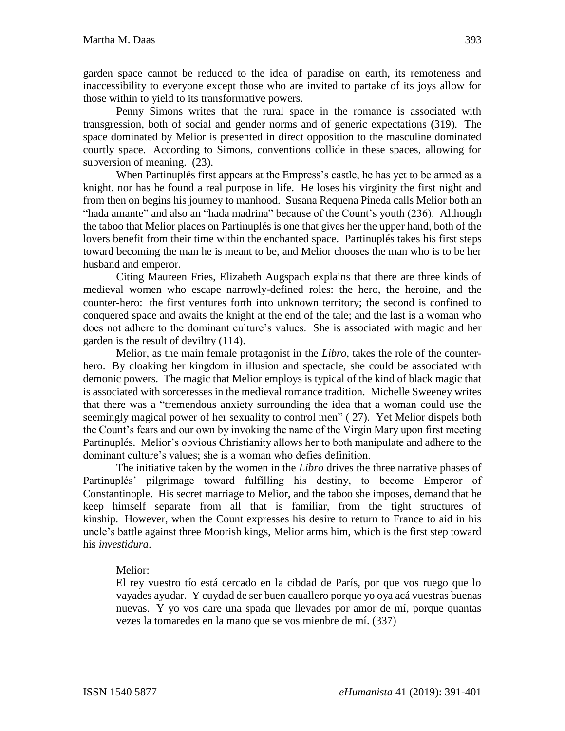garden space cannot be reduced to the idea of paradise on earth, its remoteness and inaccessibility to everyone except those who are invited to partake of its joys allow for those within to yield to its transformative powers.

Penny Simons writes that the rural space in the romance is associated with transgression, both of social and gender norms and of generic expectations (319). The space dominated by Melior is presented in direct opposition to the masculine dominated courtly space. According to Simons, conventions collide in these spaces, allowing for subversion of meaning. (23).

When Partinuplés first appears at the Empress's castle, he has yet to be armed as a knight, nor has he found a real purpose in life. He loses his virginity the first night and from then on begins his journey to manhood. Susana Requena Pineda calls Melior both an "hada amante" and also an "hada madrina" because of the Count's youth (236). Although the taboo that Melior places on Partinuplés is one that gives her the upper hand, both of the lovers benefit from their time within the enchanted space. Partinuplés takes his first steps toward becoming the man he is meant to be, and Melior chooses the man who is to be her husband and emperor.

Citing Maureen Fries, Elizabeth Augspach explains that there are three kinds of medieval women who escape narrowly-defined roles: the hero, the heroine, and the counter-hero: the first ventures forth into unknown territory; the second is confined to conquered space and awaits the knight at the end of the tale; and the last is a woman who does not adhere to the dominant culture's values. She is associated with magic and her garden is the result of deviltry (114).

Melior, as the main female protagonist in the *Libro*, takes the role of the counter-hero. By cloaking her kingdom in illusion and spectacle, she could be associated with demonic powers. The magic that Melior employs is typical of the kind of black magic that is associated with sorceresses in the medieval romance tradition. Michelle Sweeney writes that there was a "tremendous anxiety surrounding the idea that a woman could use the seemingly magical power of her sexuality to control men" ( 27). Yet Melior dispels both the Count's fears and our own by invoking the name of the Virgin Mary upon first meeting Partinuplés. Melior's obvious Christianity allows her to both manipulate and adhere to the dominant culture's values; she is a woman who defies definition.

The initiative taken by the women in the *Libro* drives the three narrative phases of Partinuplés' pilgrimage toward fulfilling his destiny, to become Emperor of Constantinople. His secret marriage to Melior, and the taboo she imposes, demand that he keep himself separate from all that is familiar, from the tight structures of kinship. However, when the Count expresses his desire to return to France to aid in his uncle's battle against three Moorish kings, Melior arms him, which is the first step toward his *investidura*.

> Melior:
>
> El rey vuestro tío está cercado en la cibdad de París, por que vos ruego que lo vayades ayudar. Y cuydad de ser buen cauallero porque yo oya acá vuestras buenas nuevas. Y yo vos dare una spada que llevades por amor de mí, porque quantas vezes la tomaredes en la mano que se vos mienbre de mí. (337)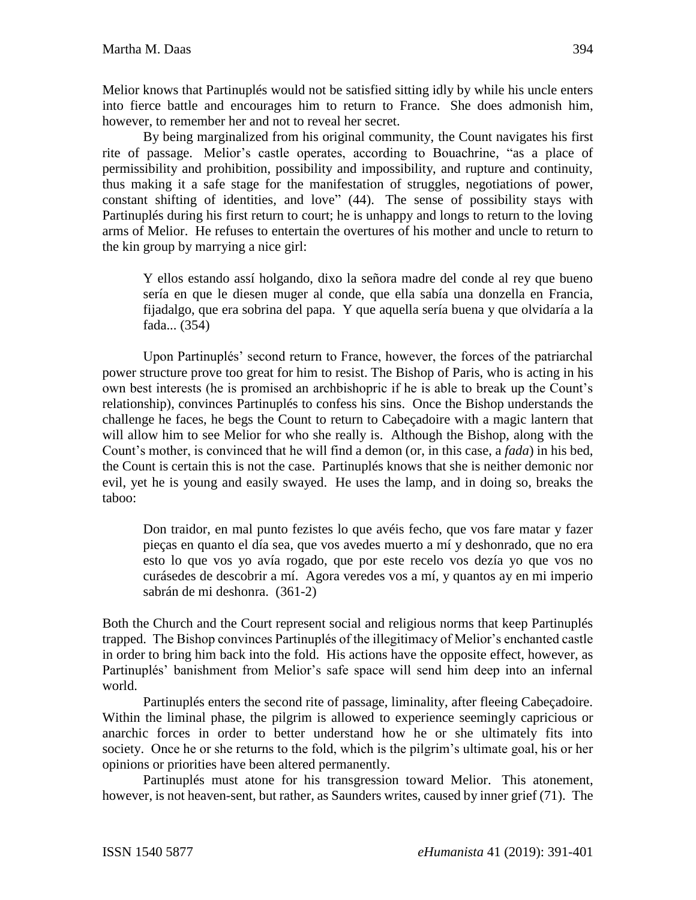Melior knows that Partinuplés would not be satisfied sitting idly by while his uncle enters into fierce battle and encourages him to return to France. She does admonish him, however, to remember her and not to reveal her secret.

By being marginalized from his original community, the Count navigates his first rite of passage. Melior's castle operates, according to Bouachrine, "as a place of permissibility and prohibition, possibility and impossibility, and rupture and continuity, thus making it a safe stage for the manifestation of struggles, negotiations of power, constant shifting of identities, and love" (44). The sense of possibility stays with Partinuplés during his first return to court; he is unhappy and longs to return to the loving arms of Melior. He refuses to entertain the overtures of his mother and uncle to return to the kin group by marrying a nice girl:

> Y ellos estando assí holgando, dixo la señora madre del conde al rey que bueno sería en que le diesen muger al conde, que ella sabía una donzella en Francia, fijadalgo, que era sobrina del papa. Y que aquella sería buena y que olvidaría a la fada... (354)

Upon Partinuplés' second return to France, however, the forces of the patriarchal power structure prove too great for him to resist. The Bishop of Paris, who is acting in his own best interests (he is promised an archbishopric if he is able to break up the Count's relationship), convinces Partinuplés to confess his sins. Once the Bishop understands the challenge he faces, he begs the Count to return to Cabeçadoire with a magic lantern that will allow him to see Melior for who she really is. Although the Bishop, along with the Count's mother, is convinced that he will find a demon (or, in this case, a *fada*) in his bed, the Count is certain this is not the case. Partinuplés knows that she is neither demonic nor evil, yet he is young and easily swayed. He uses the lamp, and in doing so, breaks the taboo:

> Don traidor, en mal punto fezistes lo que avéis fecho, que vos fare matar y fazer pieças en quanto el día sea, que vos avedes muerto a mí y deshonrado, que no era esto lo que vos yo avía rogado, que por este recelo vos dezía yo que vos no curásedes de descobrir a mí. Agora veredes vos a mí, y quantos ay en mi imperio sabrán de mi deshonra. (361-2)

Both the Church and the Court represent social and religious norms that keep Partinuplés trapped. The Bishop convinces Partinuplés of the illegitimacy of Melior's enchanted castle in order to bring him back into the fold. His actions have the opposite effect, however, as Partinuplés' banishment from Melior's safe space will send him deep into an infernal world.

Partinuplés enters the second rite of passage, liminality, after fleeing Cabeçadoire. Within the liminal phase, the pilgrim is allowed to experience seemingly capricious or anarchic forces in order to better understand how he or she ultimately fits into society. Once he or she returns to the fold, which is the pilgrim's ultimate goal, his or her opinions or priorities have been altered permanently.

Partinuplés must atone for his transgression toward Melior. This atonement, however, is not heaven-sent, but rather, as Saunders writes, caused by inner grief (71). The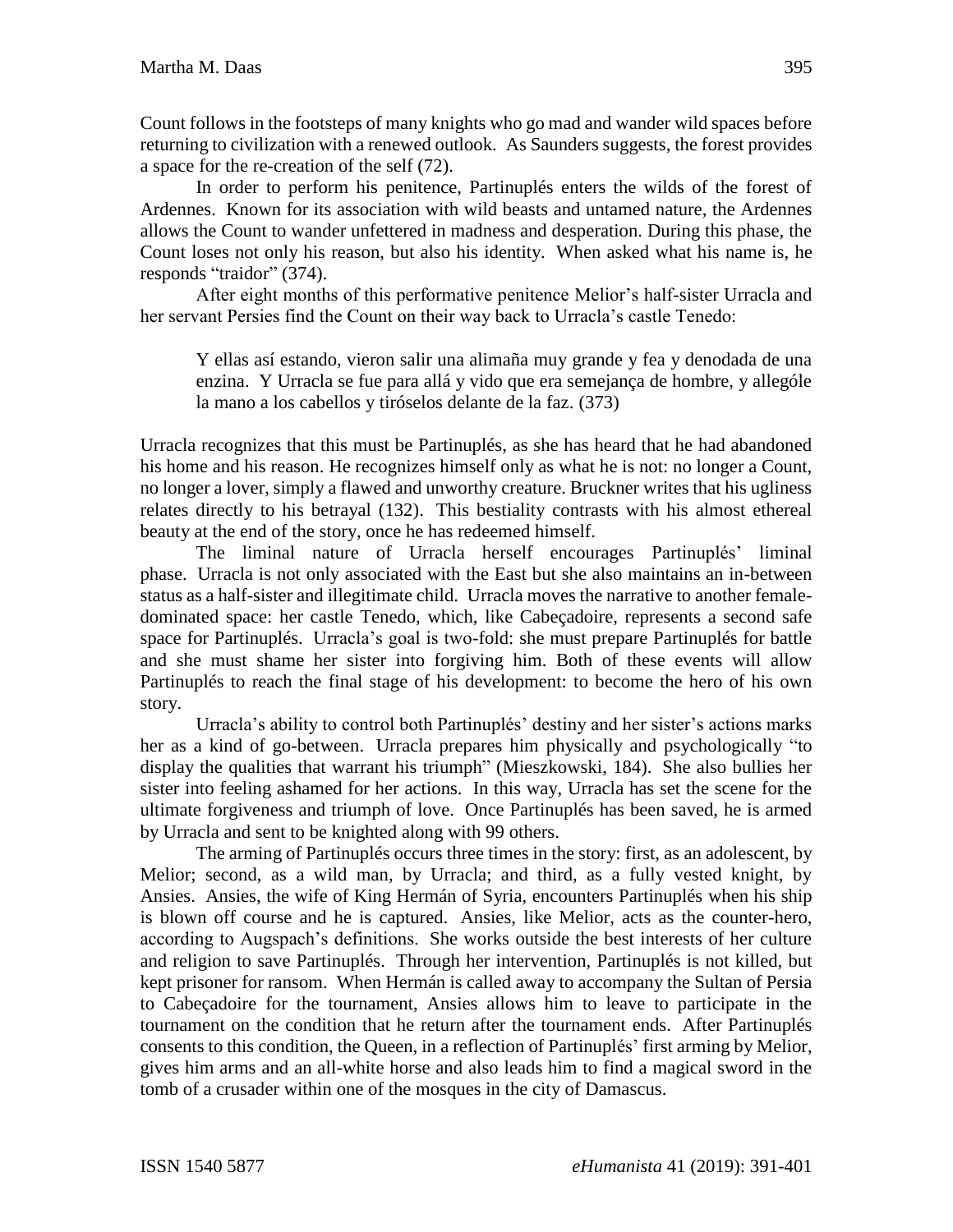Count follows in the footsteps of many knights who go mad and wander wild spaces before returning to civilization with a renewed outlook. As Saunders suggests, the forest provides a space for the re-creation of the self (72).

In order to perform his penitence, Partinuplés enters the wilds of the forest of Ardennes. Known for its association with wild beasts and untamed nature, the Ardennes allows the Count to wander unfettered in madness and desperation. During this phase, the Count loses not only his reason, but also his identity. When asked what his name is, he responds "traidor" (374).

After eight months of this performative penitence Melior's half-sister Urracla and her servant Persies find the Count on their way back to Urracla's castle Tenedo:

> Y ellas así estando, vieron salir una alimaña muy grande y fea y denodada de una enzina. Y Urracla se fue para allá y vido que era semejança de hombre, y allególe la mano a los cabellos y tiróselos delante de la faz. (373)

Urracla recognizes that this must be Partinuplés, as she has heard that he had abandoned his home and his reason. He recognizes himself only as what he is not: no longer a Count, no longer a lover, simply a flawed and unworthy creature. Bruckner writes that his ugliness relates directly to his betrayal (132). This bestiality contrasts with his almost ethereal beauty at the end of the story, once he has redeemed himself.

The liminal nature of Urracla herself encourages Partinuplés' liminal phase. Urracla is not only associated with the East but she also maintains an in-between status as a half-sister and illegitimate child. Urracla moves the narrative to another female-dominated space: her castle Tenedo, which, like Cabeçadoire, represents a second safe space for Partinuplés. Urracla's goal is two-fold: she must prepare Partinuplés for battle and she must shame her sister into forgiving him. Both of these events will allow Partinuplés to reach the final stage of his development: to become the hero of his own story.

Urracla's ability to control both Partinuplés' destiny and her sister's actions marks her as a kind of go-between. Urracla prepares him physically and psychologically "to display the qualities that warrant his triumph" (Mieszkowski, 184). She also bullies her sister into feeling ashamed for her actions. In this way, Urracla has set the scene for the ultimate forgiveness and triumph of love. Once Partinuplés has been saved, he is armed by Urracla and sent to be knighted along with 99 others.

The arming of Partinuplés occurs three times in the story: first, as an adolescent, by Melior; second, as a wild man, by Urracla; and third, as a fully vested knight, by Ansies. Ansies, the wife of King Hermán of Syria, encounters Partinuplés when his ship is blown off course and he is captured. Ansies, like Melior, acts as the counter-hero, according to Augspach's definitions. She works outside the best interests of her culture and religion to save Partinuplés. Through her intervention, Partinuplés is not killed, but kept prisoner for ransom. When Hermán is called away to accompany the Sultan of Persia to Cabeçadoire for the tournament, Ansies allows him to leave to participate in the tournament on the condition that he return after the tournament ends. After Partinuplés consents to this condition, the Queen, in a reflection of Partinuplés' first arming by Melior, gives him arms and an all-white horse and also leads him to find a magical sword in the tomb of a crusader within one of the mosques in the city of Damascus.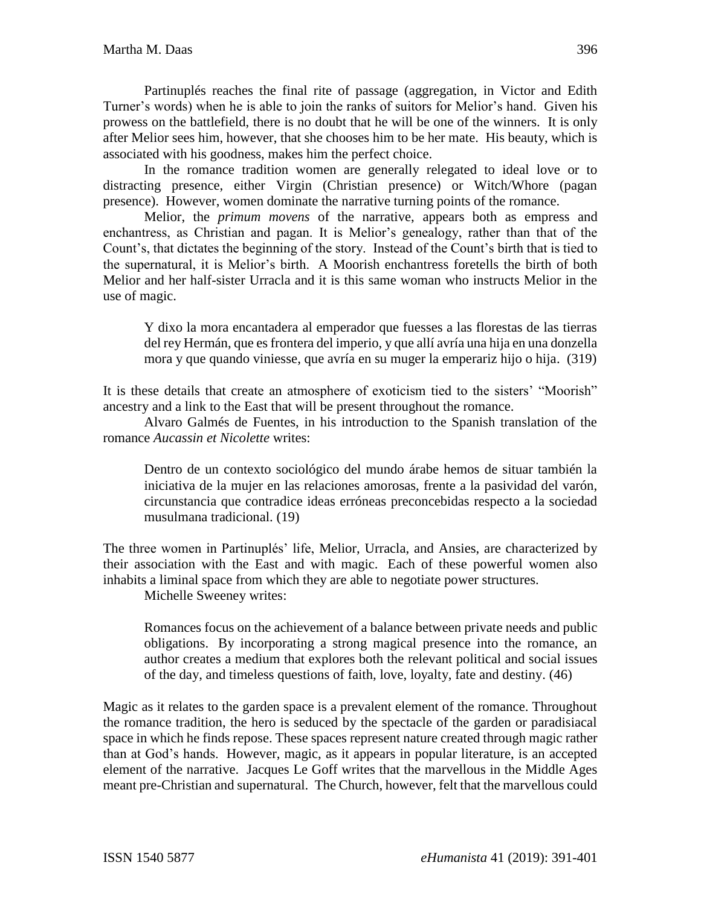Partinuplés reaches the final rite of passage (aggregation, in Victor and Edith Turner's words) when he is able to join the ranks of suitors for Melior's hand. Given his prowess on the battlefield, there is no doubt that he will be one of the winners. It is only after Melior sees him, however, that she chooses him to be her mate. His beauty, which is associated with his goodness, makes him the perfect choice.

In the romance tradition women are generally relegated to ideal love or to distracting presence, either Virgin (Christian presence) or Witch/Whore (pagan presence). However, women dominate the narrative turning points of the romance.

Melior, the *primum movens* of the narrative, appears both as empress and enchantress, as Christian and pagan. It is Melior's genealogy, rather than that of the Count's, that dictates the beginning of the story. Instead of the Count's birth that is tied to the supernatural, it is Melior's birth. A Moorish enchantress foretells the birth of both Melior and her half-sister Urracla and it is this same woman who instructs Melior in the use of magic.

> Y dixo la mora encantadera al emperador que fuesses a las florestas de las tierras del rey Hermán, que es frontera del imperio, y que allí avría una hija en una donzella mora y que quando viniesse, que avría en su muger la emperariz hijo o hija. (319)

It is these details that create an atmosphere of exoticism tied to the sisters' "Moorish" ancestry and a link to the East that will be present throughout the romance.

Alvaro Galmés de Fuentes, in his introduction to the Spanish translation of the romance *Aucassin et Nicolette* writes:

> Dentro de un contexto sociológico del mundo árabe hemos de situar también la iniciativa de la mujer en las relaciones amorosas, frente a la pasividad del varón, circunstancia que contradice ideas erróneas preconcebidas respecto a la sociedad musulmana tradicional. (19)

The three women in Partinuplés' life, Melior, Urracla, and Ansies, are characterized by their association with the East and with magic. Each of these powerful women also inhabits a liminal space from which they are able to negotiate power structures.

Michelle Sweeney writes:

> Romances focus on the achievement of a balance between private needs and public obligations. By incorporating a strong magical presence into the romance, an author creates a medium that explores both the relevant political and social issues of the day, and timeless questions of faith, love, loyalty, fate and destiny. (46)

Magic as it relates to the garden space is a prevalent element of the romance. Throughout the romance tradition, the hero is seduced by the spectacle of the garden or paradisiacal space in which he finds repose. These spaces represent nature created through magic rather than at God's hands. However, magic, as it appears in popular literature, is an accepted element of the narrative. Jacques Le Goff writes that the marvellous in the Middle Ages meant pre-Christian and supernatural. The Church, however, felt that the marvellous could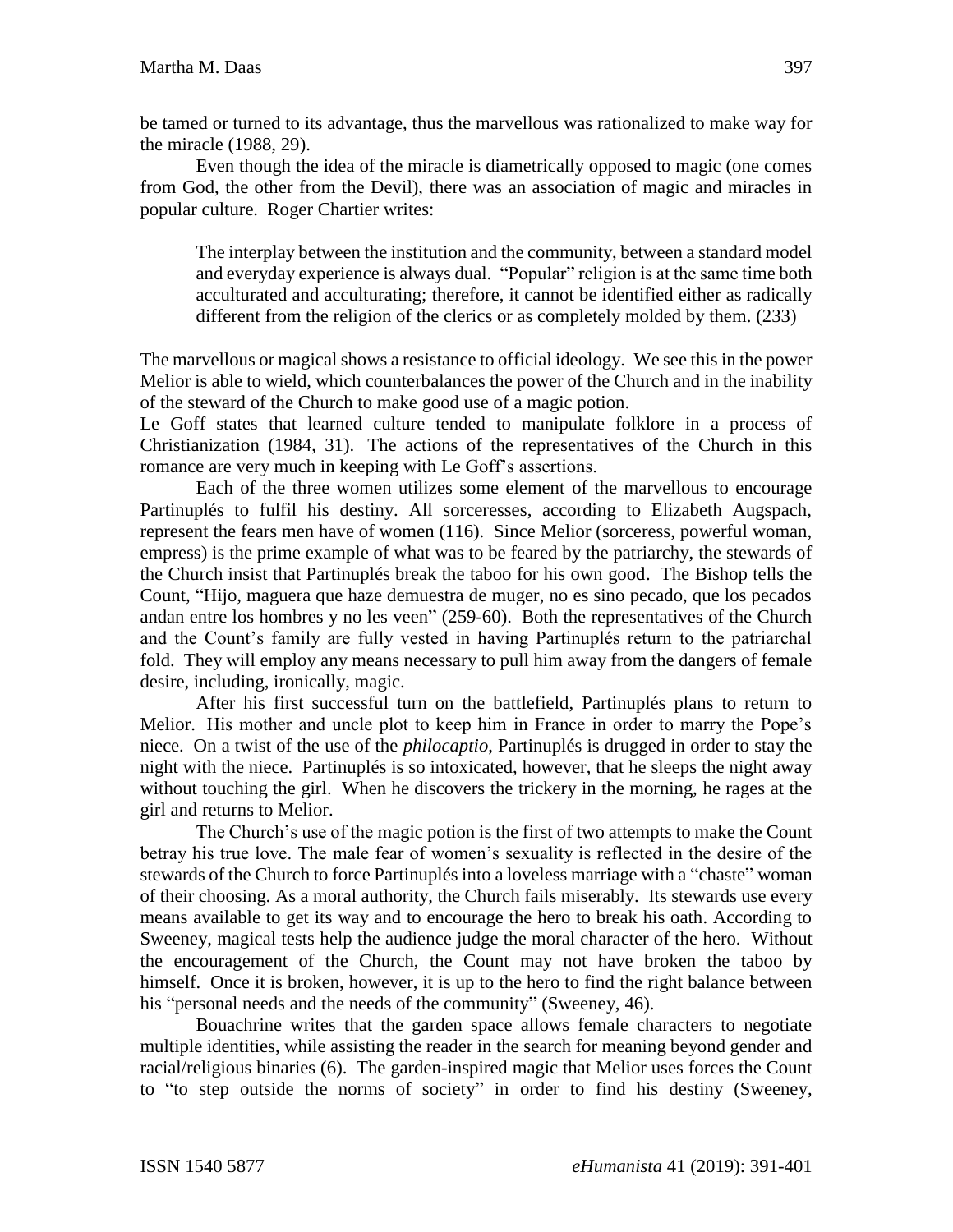be tamed or turned to its advantage, thus the marvellous was rationalized to make way for the miracle (1988, 29).

Even though the idea of the miracle is diametrically opposed to magic (one comes from God, the other from the Devil), there was an association of magic and miracles in popular culture. Roger Chartier writes:

> The interplay between the institution and the community, between a standard model and everyday experience is always dual. "Popular" religion is at the same time both acculturated and acculturating; therefore, it cannot be identified either as radically different from the religion of the clerics or as completely molded by them. (233)

The marvellous or magical shows a resistance to official ideology. We see this in the power Melior is able to wield, which counterbalances the power of the Church and in the inability of the steward of the Church to make good use of a magic potion.

Le Goff states that learned culture tended to manipulate folklore in a process of Christianization (1984, 31). The actions of the representatives of the Church in this romance are very much in keeping with Le Goff's assertions.

Each of the three women utilizes some element of the marvellous to encourage Partinuplés to fulfil his destiny. All sorceresses, according to Elizabeth Augspach, represent the fears men have of women (116). Since Melior (sorceress, powerful woman, empress) is the prime example of what was to be feared by the patriarchy, the stewards of the Church insist that Partinuplés break the taboo for his own good. The Bishop tells the Count, "Hijo, maguera que haze demuestra de muger, no es sino pecado, que los pecados andan entre los hombres y no les veen" (259-60). Both the representatives of the Church and the Count's family are fully vested in having Partinuplés return to the patriarchal fold. They will employ any means necessary to pull him away from the dangers of female desire, including, ironically, magic.

After his first successful turn on the battlefield, Partinuplés plans to return to Melior. His mother and uncle plot to keep him in France in order to marry the Pope's niece. On a twist of the use of the *philocaptio*, Partinuplés is drugged in order to stay the night with the niece. Partinuplés is so intoxicated, however, that he sleeps the night away without touching the girl. When he discovers the trickery in the morning, he rages at the girl and returns to Melior.

The Church's use of the magic potion is the first of two attempts to make the Count betray his true love. The male fear of women's sexuality is reflected in the desire of the stewards of the Church to force Partinuplés into a loveless marriage with a "chaste" woman of their choosing. As a moral authority, the Church fails miserably. Its stewards use every means available to get its way and to encourage the hero to break his oath. According to Sweeney, magical tests help the audience judge the moral character of the hero. Without the encouragement of the Church, the Count may not have broken the taboo by himself. Once it is broken, however, it is up to the hero to find the right balance between his "personal needs and the needs of the community" (Sweeney, 46).

Bouachrine writes that the garden space allows female characters to negotiate multiple identities, while assisting the reader in the search for meaning beyond gender and racial/religious binaries (6). The garden-inspired magic that Melior uses forces the Count to "to step outside the norms of society" in order to find his destiny (Sweeney,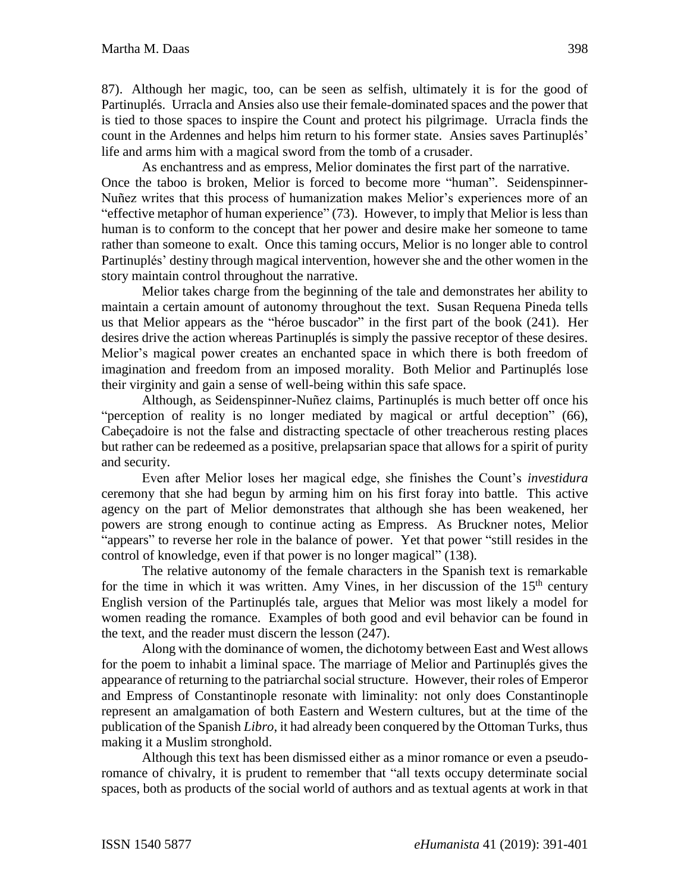87). Although her magic, too, can be seen as selfish, ultimately it is for the good of Partinuplés. Urracla and Ansies also use their female-dominated spaces and the power that is tied to those spaces to inspire the Count and protect his pilgrimage. Urracla finds the count in the Ardennes and helps him return to his former state. Ansies saves Partinuplés' life and arms him with a magical sword from the tomb of a crusader.

As enchantress and as empress, Melior dominates the first part of the narrative. Once the taboo is broken, Melior is forced to become more "human". Seidenspinner-Nuñez writes that this process of humanization makes Melior's experiences more of an "effective metaphor of human experience" (73). However, to imply that Melior is less than human is to conform to the concept that her power and desire make her someone to tame rather than someone to exalt. Once this taming occurs, Melior is no longer able to control Partinuplés' destiny through magical intervention, however she and the other women in the story maintain control throughout the narrative.

Melior takes charge from the beginning of the tale and demonstrates her ability to maintain a certain amount of autonomy throughout the text. Susan Requena Pineda tells us that Melior appears as the "héroe buscador" in the first part of the book (241). Her desires drive the action whereas Partinuplés is simply the passive receptor of these desires. Melior's magical power creates an enchanted space in which there is both freedom of imagination and freedom from an imposed morality. Both Melior and Partinuplés lose their virginity and gain a sense of well-being within this safe space.

Although, as Seidenspinner-Nuñez claims, Partinuplés is much better off once his "perception of reality is no longer mediated by magical or artful deception" (66), Cabeçadoire is not the false and distracting spectacle of other treacherous resting places but rather can be redeemed as a positive, prelapsarian space that allows for a spirit of purity and security.

Even after Melior loses her magical edge, she finishes the Count's *investidura* ceremony that she had begun by arming him on his first foray into battle. This active agency on the part of Melior demonstrates that although she has been weakened, her powers are strong enough to continue acting as Empress. As Bruckner notes, Melior "appears" to reverse her role in the balance of power. Yet that power "still resides in the control of knowledge, even if that power is no longer magical" (138).

The relative autonomy of the female characters in the Spanish text is remarkable for the time in which it was written. Amy Vines, in her discussion of the 15th century English version of the Partinuplés tale, argues that Melior was most likely a model for women reading the romance. Examples of both good and evil behavior can be found in the text, and the reader must discern the lesson (247).

Along with the dominance of women, the dichotomy between East and West allows for the poem to inhabit a liminal space. The marriage of Melior and Partinuplés gives the appearance of returning to the patriarchal social structure. However, their roles of Emperor and Empress of Constantinople resonate with liminality: not only does Constantinople represent an amalgamation of both Eastern and Western cultures, but at the time of the publication of the Spanish *Libro*, it had already been conquered by the Ottoman Turks, thus making it a Muslim stronghold.

Although this text has been dismissed either as a minor romance or even a pseudo-romance of chivalry, it is prudent to remember that "all texts occupy determinate social spaces, both as products of the social world of authors and as textual agents at work in that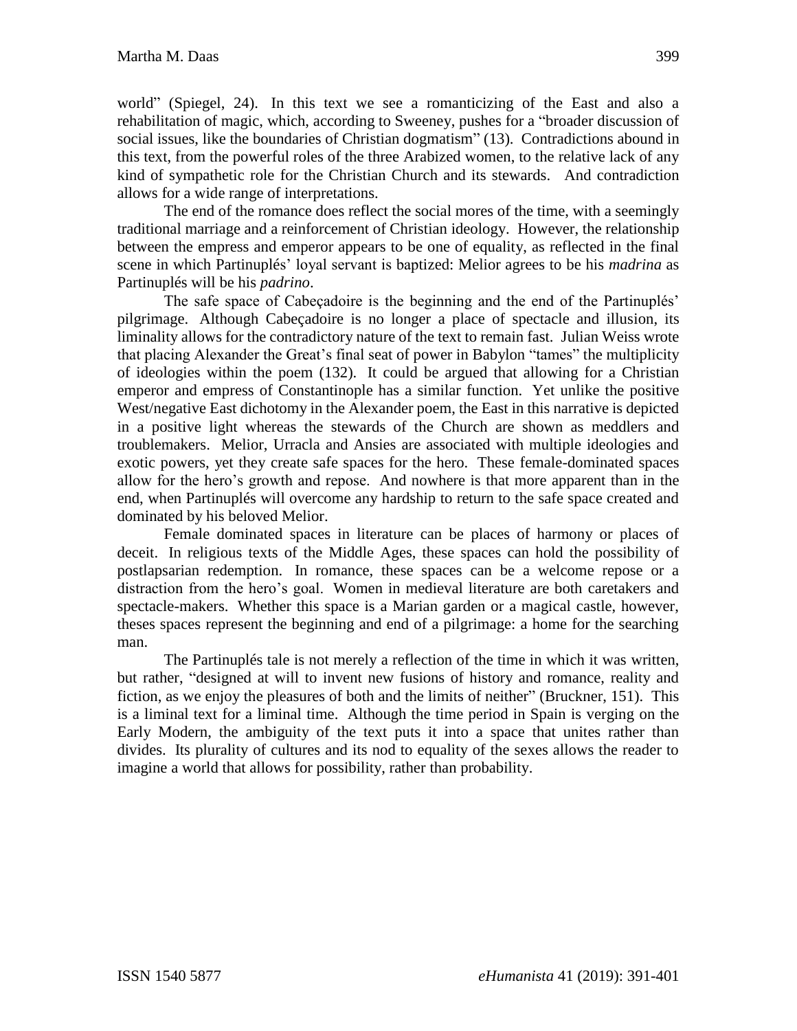world" (Spiegel, 24). In this text we see a romanticizing of the East and also a rehabilitation of magic, which, according to Sweeney, pushes for a "broader discussion of social issues, like the boundaries of Christian dogmatism" (13). Contradictions abound in this text, from the powerful roles of the three Arabized women, to the relative lack of any kind of sympathetic role for the Christian Church and its stewards. And contradiction allows for a wide range of interpretations.

The end of the romance does reflect the social mores of the time, with a seemingly traditional marriage and a reinforcement of Christian ideology. However, the relationship between the empress and emperor appears to be one of equality, as reflected in the final scene in which Partinuplés' loyal servant is baptized: Melior agrees to be his *madrina* as Partinuplés will be his *padrino*.

The safe space of Cabeçadoire is the beginning and the end of the Partinuplés' pilgrimage. Although Cabeçadoire is no longer a place of spectacle and illusion, its liminality allows for the contradictory nature of the text to remain fast. Julian Weiss wrote that placing Alexander the Great's final seat of power in Babylon "tames" the multiplicity of ideologies within the poem (132). It could be argued that allowing for a Christian emperor and empress of Constantinople has a similar function. Yet unlike the positive West/negative East dichotomy in the Alexander poem, the East in this narrative is depicted in a positive light whereas the stewards of the Church are shown as meddlers and troublemakers. Melior, Urracla and Ansies are associated with multiple ideologies and exotic powers, yet they create safe spaces for the hero. These female-dominated spaces allow for the hero's growth and repose. And nowhere is that more apparent than in the end, when Partinuplés will overcome any hardship to return to the safe space created and dominated by his beloved Melior.

Female dominated spaces in literature can be places of harmony or places of deceit. In religious texts of the Middle Ages, these spaces can hold the possibility of postlapsarian redemption. In romance, these spaces can be a welcome repose or a distraction from the hero's goal. Women in medieval literature are both caretakers and spectacle-makers. Whether this space is a Marian garden or a magical castle, however, theses spaces represent the beginning and end of a pilgrimage: a home for the searching man.

The Partinuplés tale is not merely a reflection of the time in which it was written, but rather, "designed at will to invent new fusions of history and romance, reality and fiction, as we enjoy the pleasures of both and the limits of neither" (Bruckner, 151). This is a liminal text for a liminal time. Although the time period in Spain is verging on the Early Modern, the ambiguity of the text puts it into a space that unites rather than divides. Its plurality of cultures and its nod to equality of the sexes allows the reader to imagine a world that allows for possibility, rather than probability.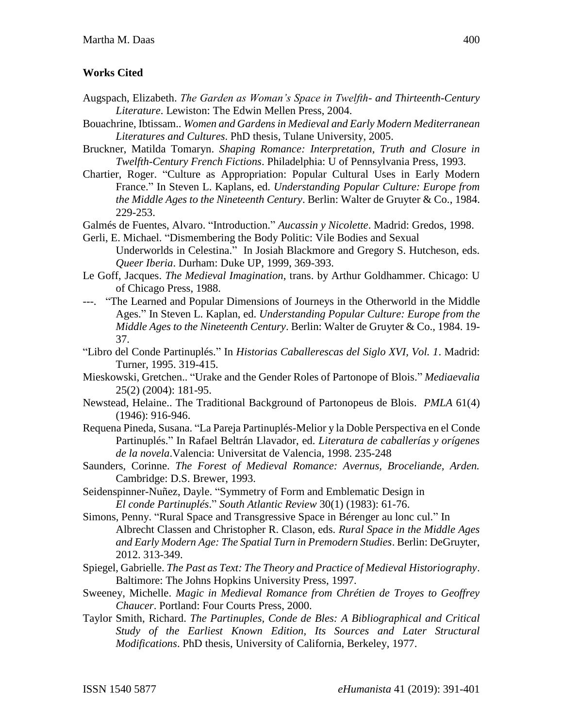**Works Cited**

Augspach, Elizabeth. *The Garden as Woman's Space in Twelfth- and Thirteenth-Century Literature*. Lewiston: The Edwin Mellen Press, 2004.

Bouachrine, Ibtissam.. *Women and Gardens in Medieval and Early Modern Mediterranean Literatures and Cultures*. PhD thesis, Tulane University, 2005.

Bruckner, Matilda Tomaryn. *Shaping Romance: Interpretation, Truth and Closure in Twelfth-Century French Fictions*. Philadelphia: U of Pennsylvania Press, 1993.

Chartier, Roger. "Culture as Appropriation: Popular Cultural Uses in Early Modern France." In Steven L. Kaplans, ed. *Understanding Popular Culture: Europe from the Middle Ages to the Nineteenth Century*. Berlin: Walter de Gruyter & Co., 1984. 229-253.

Galmés de Fuentes, Alvaro. "Introduction." *Aucassin y Nicolette*. Madrid: Gredos, 1998.

Gerli, E. Michael. "Dismembering the Body Politic: Vile Bodies and Sexual Underworlds in Celestina." In Josiah Blackmore and Gregory S. Hutcheson, eds. *Queer Iberia*. Durham: Duke UP, 1999, 369-393.

Le Goff, Jacques. *The Medieval Imagination*, trans. by Arthur Goldhammer. Chicago: U of Chicago Press, 1988.

---. "The Learned and Popular Dimensions of Journeys in the Otherworld in the Middle Ages." In Steven L. Kaplan, ed. *Understanding Popular Culture: Europe from the Middle Ages to the Nineteenth Century*. Berlin: Walter de Gruyter & Co., 1984. 19-37.

"Libro del Conde Partinuplés." In *Historias Caballerescas del Siglo XVI, Vol. 1*. Madrid: Turner, 1995. 319-415.

Mieskowski, Gretchen.. "Urake and the Gender Roles of Partonope of Blois." *Mediaevalia* 25(2) (2004): 181-95.

Newstead, Helaine.. The Traditional Background of Partonopeus de Blois. *PMLA* 61(4) (1946): 916-946.

Requena Pineda, Susana. "La Pareja Partinuplés-Melior y la Doble Perspectiva en el Conde Partinuplés." In Rafael Beltrán Llavador, ed. *Literatura de caballerías y orígenes de la novela*.Valencia: Universitat de Valencia, 1998. 235-248

Saunders, Corinne. *The Forest of Medieval Romance: Avernus, Broceliande, Arden.* Cambridge: D.S. Brewer, 1993.

Seidenspinner-Nuñez, Dayle. "Symmetry of Form and Emblematic Design in *El conde Partinuplés*." *South Atlantic Review* 30(1) (1983): 61-76.

Simons, Penny. "Rural Space and Transgressive Space in Bérenger au lonc cul." In Albrecht Classen and Christopher R. Clason, eds. *Rural Space in the Middle Ages and Early Modern Age: The Spatial Turn in Premodern Studies*. Berlin: DeGruyter, 2012. 313-349.

Spiegel, Gabrielle. *The Past as Text: The Theory and Practice of Medieval Historiography*. Baltimore: The Johns Hopkins University Press, 1997.

Sweeney, Michelle. *Magic in Medieval Romance from Chrétien de Troyes to Geoffrey Chaucer*. Portland: Four Courts Press, 2000.

Taylor Smith, Richard. *The Partinuples, Conde de Bles: A Bibliographical and Critical Study of the Earliest Known Edition, Its Sources and Later Structural Modifications*. PhD thesis, University of California, Berkeley, 1977.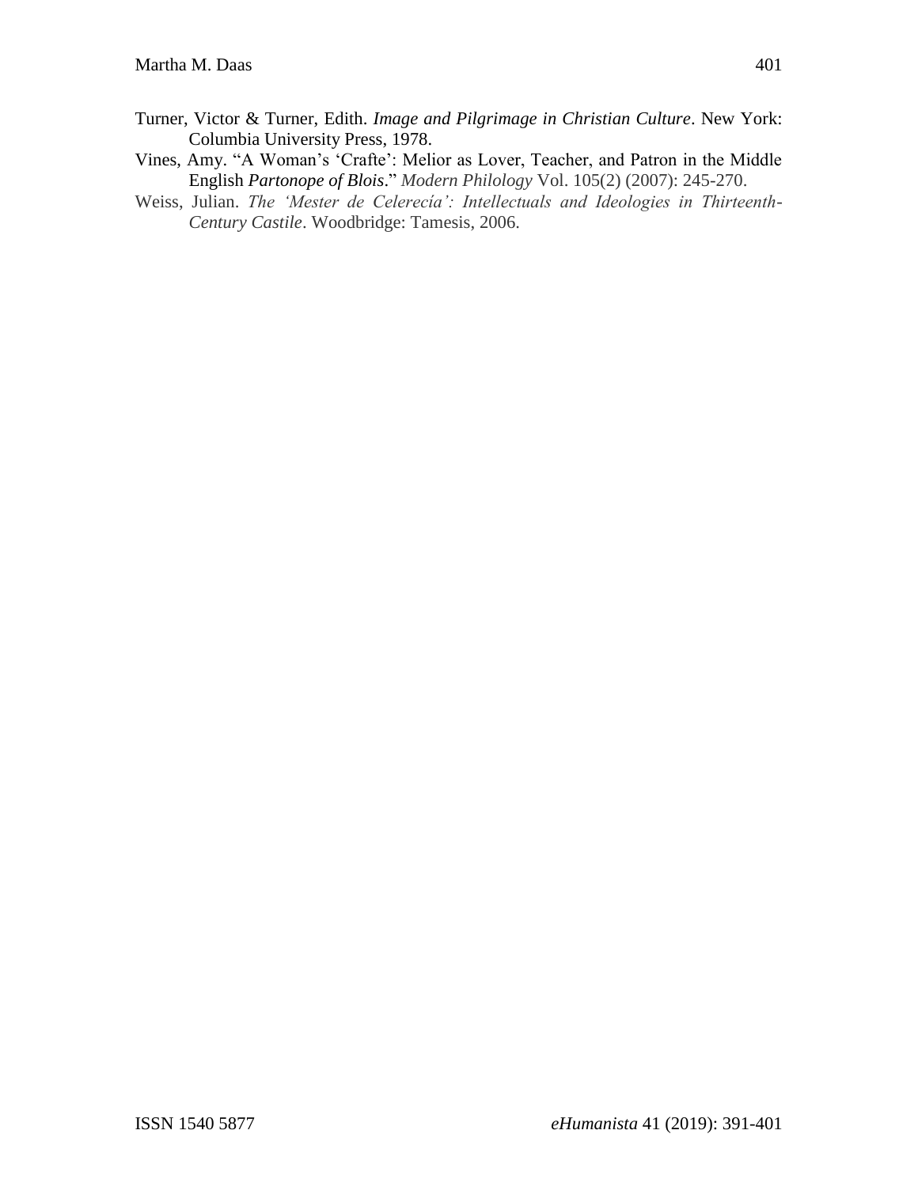Turner, Victor & Turner, Edith. *Image and Pilgrimage in Christian Culture*. New York: Columbia University Press, 1978.

Vines, Amy. "A Woman's 'Crafte': Melior as Lover, Teacher, and Patron in the Middle English *Partonope of Blois*." *Modern Philology* Vol. 105(2) (2007): 245-270.

Weiss, Julian. *The 'Mester de Celerecía': Intellectuals and Ideologies in Thirteenth-Century Castile*. Woodbridge: Tamesis, 2006.